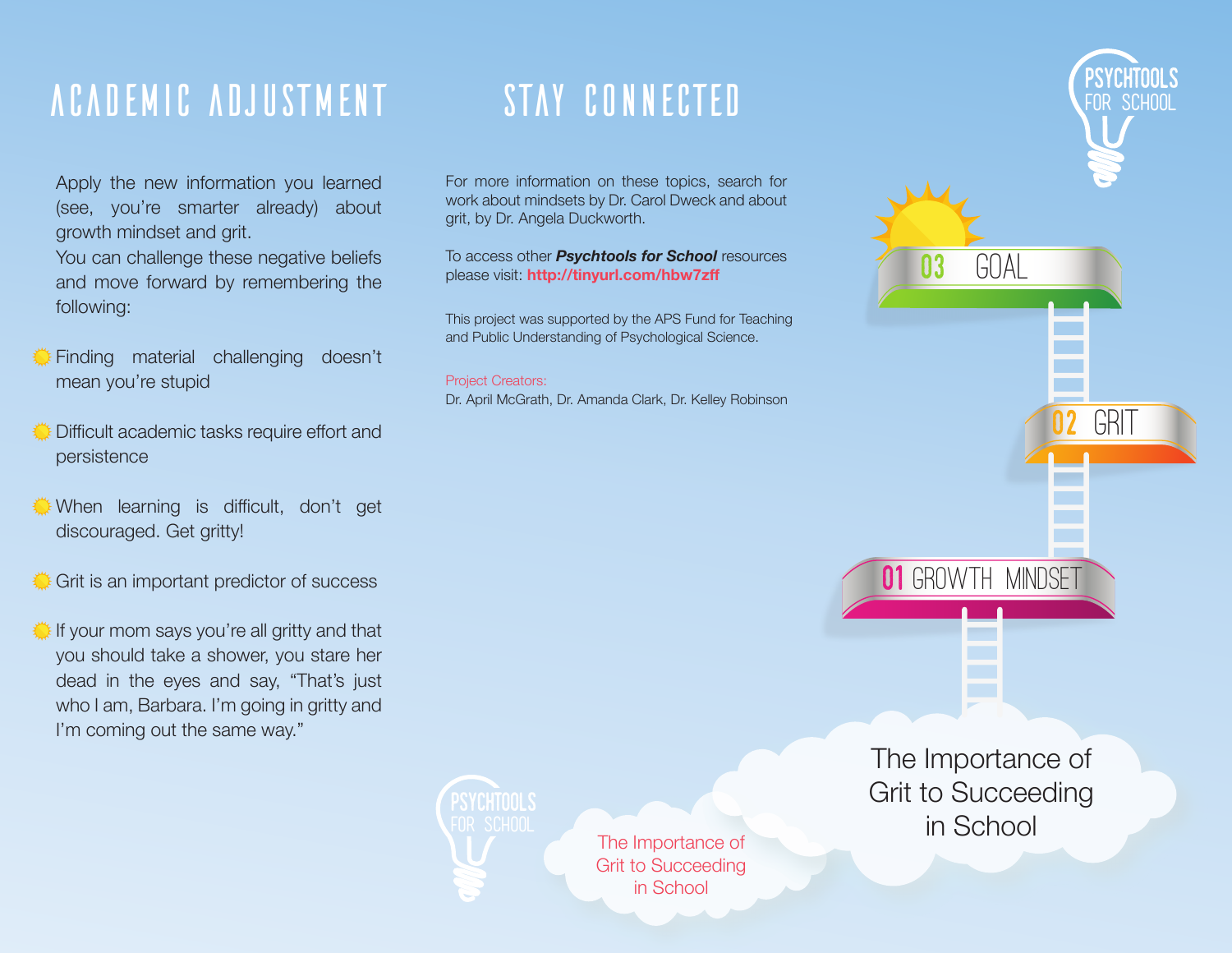# ACADEMIC ADJUSTMENT

Apply the new information you learned (see, you're smarter already) about growth mindset and grit.

You can challenge these negative beliefs and move forward by remembering the following:

- Finding material challenging doesn't mean you're stupid
- Difficult academic tasks require effort and persistence
- When learning is difficult, don't get discouraged. Get gritty!
- Grit is an important predictor of success
- If your mom says you're all gritty and that you should take a shower, you stare her dead in the eyes and say, "That's just who I am, Barbara. I'm going in gritty and I'm coming out the same way."

# STAY CONNECTED

For more information on these topics, search for work about mindsets by Dr. Carol Dweck and about grit, by Dr. Angela Duckworth.

To access other ***Psychtools for School*** resources please visit: **http://tinyurl.com/hbw7zff**

This project was supported by the APS Fund for Teaching and Public Understanding of Psychological Science.

Project Creators:
Dr. April McGrath, Dr. Amanda Clark, Dr. Kelley Robinson

PSYCHTOOLS FOR SCHOOL

The Importance of Grit to Succeeding in School

PSYCHTOOLS FOR SCHOOL

03 GOAL

02 GRIT

01 GROWTH MINDSET

# The Importance of Grit to Succeeding in School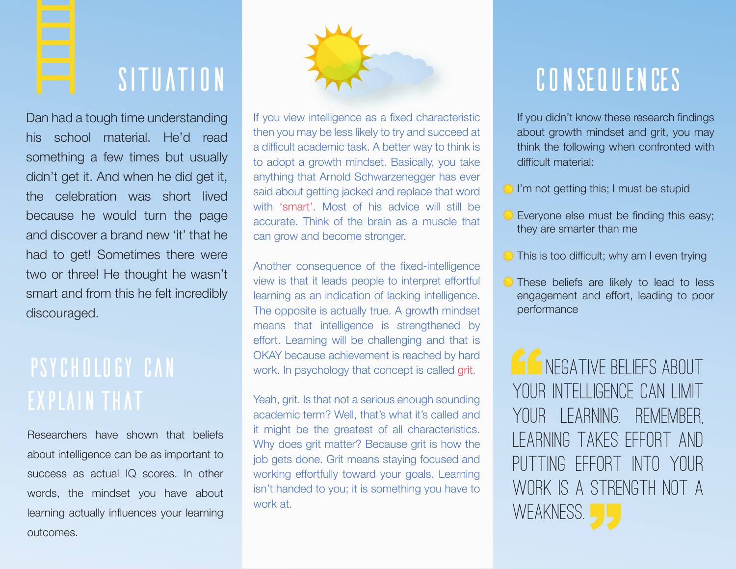## SITUATION

Dan had a tough time understanding his school material. He'd read something a few times but usually didn't get it. And when he did get it, the celebration was short lived because he would turn the page and discover a brand new 'it' that he had to get! Sometimes there were two or three! He thought he wasn't smart and from this he felt incredibly discouraged.

## PSYCHOLOGY CAN EXPLAIN THAT

Researchers have shown that beliefs about intelligence can be as important to success as actual IQ scores. In other words, the mindset you have about learning actually influences your learning outcomes.

If you view intelligence as a fixed characteristic then you may be less likely to try and succeed at a difficult academic task. A better way to think is to adopt a growth mindset. Basically, you take anything that Arnold Schwarzenegger has ever said about getting jacked and replace that word with 'smart'. Most of his advice will still be accurate. Think of the brain as a muscle that can grow and become stronger.

Another consequence of the fixed-intelligence view is that it leads people to interpret effortful learning as an indication of lacking intelligence. The opposite is actually true. A growth mindset means that intelligence is strengthened by effort. Learning will be challenging and that is OKAY because achievement is reached by hard work. In psychology that concept is called grit.

Yeah, grit. Is that not a serious enough sounding academic term? Well, that's what it's called and it might be the greatest of all characteristics. Why does grit matter? Because grit is how the job gets done. Grit means staying focused and working effortfully toward your goals. Learning isn't handed to you; it is something you have to work at.

## CONSEQUENCES

If you didn't know these research findings about growth mindset and grit, you may think the following when confronted with difficult material:

- I'm not getting this; I must be stupid
- Everyone else must be finding this easy; they are smarter than me
- This is too difficult; why am I even trying
- These beliefs are likely to lead to less engagement and effort, leading to poor performance

> "NEGATIVE BELIEFS ABOUT YOUR INTELLIGENCE CAN LIMIT YOUR LEARNING. REMEMBER, LEARNING TAKES EFFORT AND PUTTING EFFORT INTO YOUR WORK IS A STRENGTH NOT A WEAKNESS."